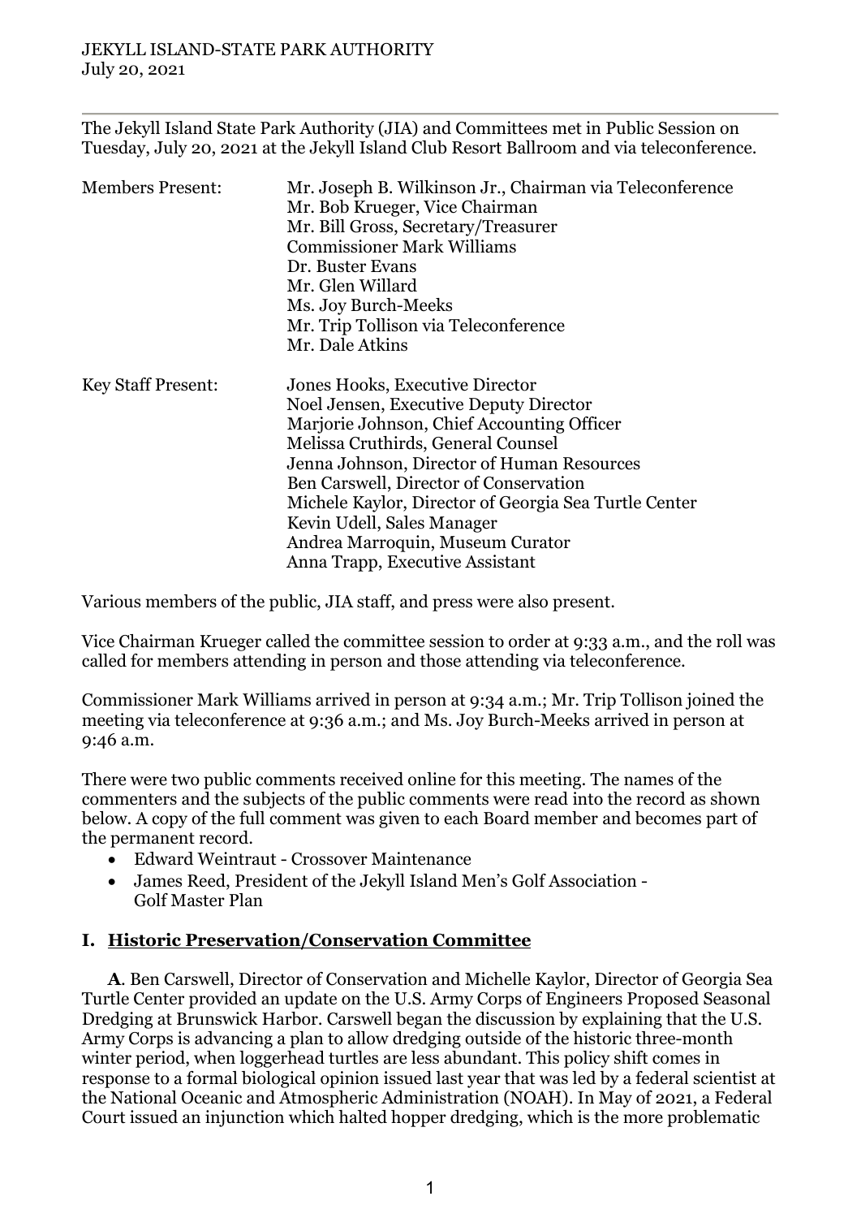JEKYLL ISLAND-STATE PARK AUTHORITY
July 20, 2021

---

The Jekyll Island State Park Authority (JIA) and Committees met in Public Session on Tuesday, July 20, 2021 at the Jekyll Island Club Resort Ballroom and via teleconference.

| | |
|---|---|
| Members Present: | Mr. Joseph B. Wilkinson Jr., Chairman via Teleconference<br>Mr. Bob Krueger, Vice Chairman<br>Mr. Bill Gross, Secretary/Treasurer<br>Commissioner Mark Williams<br>Dr. Buster Evans<br>Mr. Glen Willard<br>Ms. Joy Burch-Meeks<br>Mr. Trip Tollison via Teleconference<br>Mr. Dale Atkins |
| Key Staff Present: | Jones Hooks, Executive Director<br>Noel Jensen, Executive Deputy Director<br>Marjorie Johnson, Chief Accounting Officer<br>Melissa Cruthirds, General Counsel<br>Jenna Johnson, Director of Human Resources<br>Ben Carswell, Director of Conservation<br>Michele Kaylor, Director of Georgia Sea Turtle Center<br>Kevin Udell, Sales Manager<br>Andrea Marroquin, Museum Curator<br>Anna Trapp, Executive Assistant |

Various members of the public, JIA staff, and press were also present.

Vice Chairman Krueger called the committee session to order at 9:33 a.m., and the roll was called for members attending in person and those attending via teleconference.

Commissioner Mark Williams arrived in person at 9:34 a.m.; Mr. Trip Tollison joined the meeting via teleconference at 9:36 a.m.; and Ms. Joy Burch-Meeks arrived in person at 9:46 a.m.

There were two public comments received online for this meeting. The names of the commenters and the subjects of the public comments were read into the record as shown below. A copy of the full comment was given to each Board member and becomes part of the permanent record.

- Edward Weintraut - Crossover Maintenance
- James Reed, President of the Jekyll Island Men's Golf Association - Golf Master Plan

## I. Historic Preservation/Conservation Committee

**A**. Ben Carswell, Director of Conservation and Michelle Kaylor, Director of Georgia Sea Turtle Center provided an update on the U.S. Army Corps of Engineers Proposed Seasonal Dredging at Brunswick Harbor. Carswell began the discussion by explaining that the U.S. Army Corps is advancing a plan to allow dredging outside of the historic three-month winter period, when loggerhead turtles are less abundant. This policy shift comes in response to a formal biological opinion issued last year that was led by a federal scientist at the National Oceanic and Atmospheric Administration (NOAH). In May of 2021, a Federal Court issued an injunction which halted hopper dredging, which is the more problematic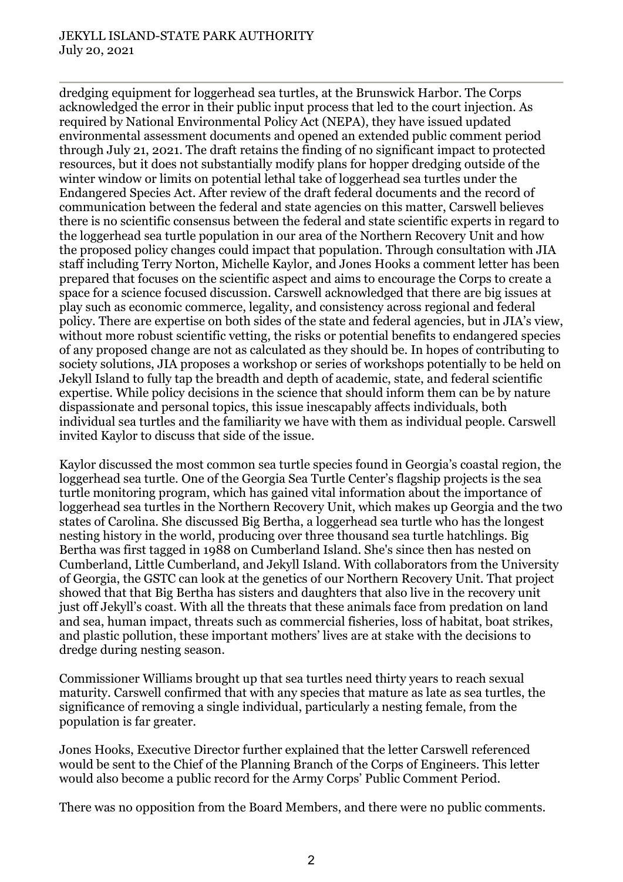dredging equipment for loggerhead sea turtles, at the Brunswick Harbor. The Corps acknowledged the error in their public input process that led to the court injection. As required by National Environmental Policy Act (NEPA), they have issued updated environmental assessment documents and opened an extended public comment period through July 21, 2021. The draft retains the finding of no significant impact to protected resources, but it does not substantially modify plans for hopper dredging outside of the winter window or limits on potential lethal take of loggerhead sea turtles under the Endangered Species Act. After review of the draft federal documents and the record of communication between the federal and state agencies on this matter, Carswell believes there is no scientific consensus between the federal and state scientific experts in regard to the loggerhead sea turtle population in our area of the Northern Recovery Unit and how the proposed policy changes could impact that population. Through consultation with JIA staff including Terry Norton, Michelle Kaylor, and Jones Hooks a comment letter has been prepared that focuses on the scientific aspect and aims to encourage the Corps to create a space for a science focused discussion. Carswell acknowledged that there are big issues at play such as economic commerce, legality, and consistency across regional and federal policy. There are expertise on both sides of the state and federal agencies, but in JIA's view, without more robust scientific vetting, the risks or potential benefits to endangered species of any proposed change are not as calculated as they should be. In hopes of contributing to society solutions, JIA proposes a workshop or series of workshops potentially to be held on Jekyll Island to fully tap the breadth and depth of academic, state, and federal scientific expertise. While policy decisions in the science that should inform them can be by nature dispassionate and personal topics, this issue inescapably affects individuals, both individual sea turtles and the familiarity we have with them as individual people. Carswell invited Kaylor to discuss that side of the issue.

Kaylor discussed the most common sea turtle species found in Georgia's coastal region, the loggerhead sea turtle. One of the Georgia Sea Turtle Center's flagship projects is the sea turtle monitoring program, which has gained vital information about the importance of loggerhead sea turtles in the Northern Recovery Unit, which makes up Georgia and the two states of Carolina. She discussed Big Bertha, a loggerhead sea turtle who has the longest nesting history in the world, producing over three thousand sea turtle hatchlings. Big Bertha was first tagged in 1988 on Cumberland Island. She's since then has nested on Cumberland, Little Cumberland, and Jekyll Island. With collaborators from the University of Georgia, the GSTC can look at the genetics of our Northern Recovery Unit. That project showed that that Big Bertha has sisters and daughters that also live in the recovery unit just off Jekyll's coast. With all the threats that these animals face from predation on land and sea, human impact, threats such as commercial fisheries, loss of habitat, boat strikes, and plastic pollution, these important mothers' lives are at stake with the decisions to dredge during nesting season.

Commissioner Williams brought up that sea turtles need thirty years to reach sexual maturity. Carswell confirmed that with any species that mature as late as sea turtles, the significance of removing a single individual, particularly a nesting female, from the population is far greater.

Jones Hooks, Executive Director further explained that the letter Carswell referenced would be sent to the Chief of the Planning Branch of the Corps of Engineers. This letter would also become a public record for the Army Corps' Public Comment Period.

There was no opposition from the Board Members, and there were no public comments.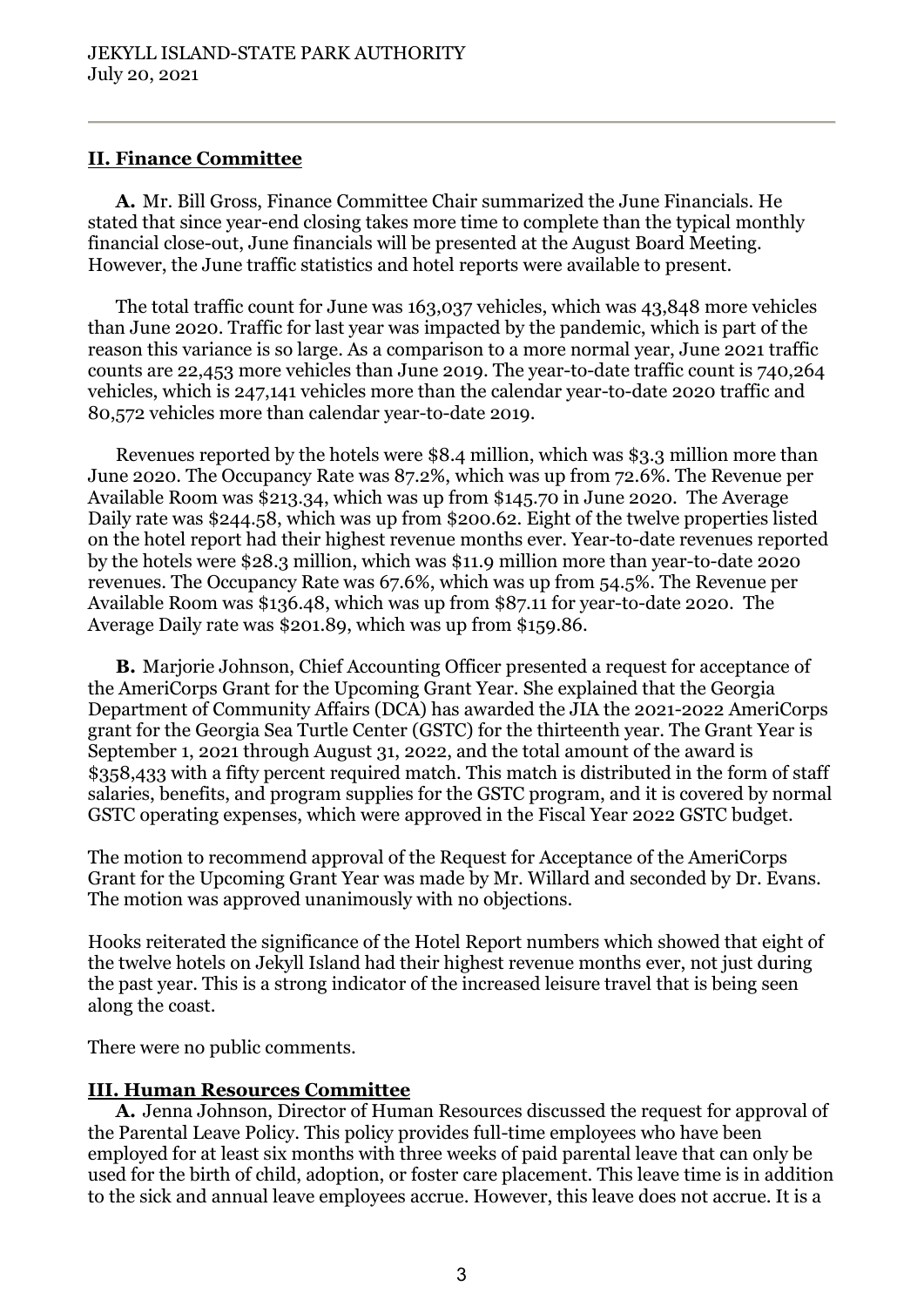## II. Finance Committee

**A.** Mr. Bill Gross, Finance Committee Chair summarized the June Financials. He stated that since year-end closing takes more time to complete than the typical monthly financial close-out, June financials will be presented at the August Board Meeting. However, the June traffic statistics and hotel reports were available to present.

The total traffic count for June was 163,037 vehicles, which was 43,848 more vehicles than June 2020. Traffic for last year was impacted by the pandemic, which is part of the reason this variance is so large. As a comparison to a more normal year, June 2021 traffic counts are 22,453 more vehicles than June 2019. The year-to-date traffic count is 740,264 vehicles, which is 247,141 vehicles more than the calendar year-to-date 2020 traffic and 80,572 vehicles more than calendar year-to-date 2019.

Revenues reported by the hotels were \$8.4 million, which was \$3.3 million more than June 2020. The Occupancy Rate was 87.2%, which was up from 72.6%. The Revenue per Available Room was \$213.34, which was up from \$145.70 in June 2020. The Average Daily rate was \$244.58, which was up from \$200.62. Eight of the twelve properties listed on the hotel report had their highest revenue months ever. Year-to-date revenues reported by the hotels were \$28.3 million, which was \$11.9 million more than year-to-date 2020 revenues. The Occupancy Rate was 67.6%, which was up from 54.5%. The Revenue per Available Room was \$136.48, which was up from \$87.11 for year-to-date 2020. The Average Daily rate was \$201.89, which was up from \$159.86.

**B.** Marjorie Johnson, Chief Accounting Officer presented a request for acceptance of the AmeriCorps Grant for the Upcoming Grant Year. She explained that the Georgia Department of Community Affairs (DCA) has awarded the JIA the 2021-2022 AmeriCorps grant for the Georgia Sea Turtle Center (GSTC) for the thirteenth year. The Grant Year is September 1, 2021 through August 31, 2022, and the total amount of the award is \$358,433 with a fifty percent required match. This match is distributed in the form of staff salaries, benefits, and program supplies for the GSTC program, and it is covered by normal GSTC operating expenses, which were approved in the Fiscal Year 2022 GSTC budget.

The motion to recommend approval of the Request for Acceptance of the AmeriCorps Grant for the Upcoming Grant Year was made by Mr. Willard and seconded by Dr. Evans. The motion was approved unanimously with no objections.

Hooks reiterated the significance of the Hotel Report numbers which showed that eight of the twelve hotels on Jekyll Island had their highest revenue months ever, not just during the past year. This is a strong indicator of the increased leisure travel that is being seen along the coast.

There were no public comments.

## III. Human Resources Committee

**A.** Jenna Johnson, Director of Human Resources discussed the request for approval of the Parental Leave Policy. This policy provides full-time employees who have been employed for at least six months with three weeks of paid parental leave that can only be used for the birth of child, adoption, or foster care placement. This leave time is in addition to the sick and annual leave employees accrue. However, this leave does not accrue. It is a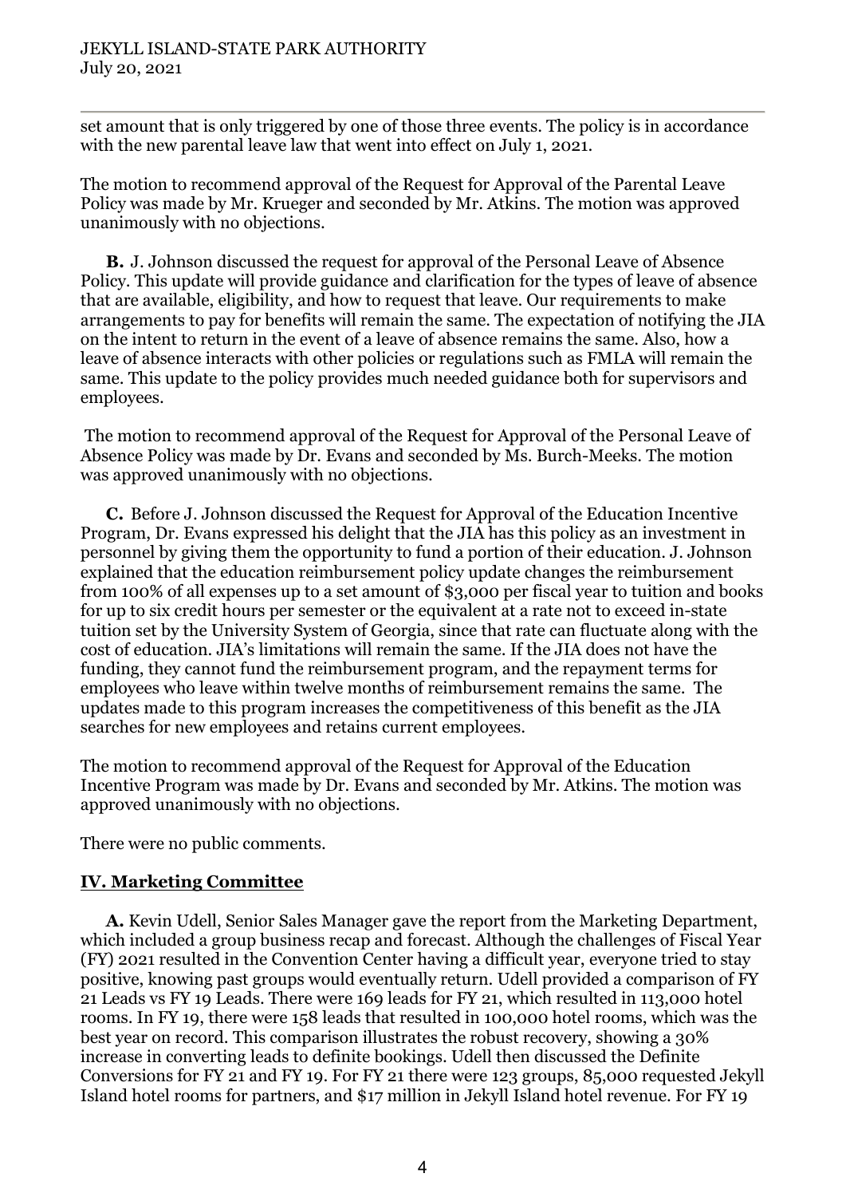set amount that is only triggered by one of those three events. The policy is in accordance with the new parental leave law that went into effect on July 1, 2021.

The motion to recommend approval of the Request for Approval of the Parental Leave Policy was made by Mr. Krueger and seconded by Mr. Atkins. The motion was approved unanimously with no objections.

**B.** J. Johnson discussed the request for approval of the Personal Leave of Absence Policy. This update will provide guidance and clarification for the types of leave of absence that are available, eligibility, and how to request that leave. Our requirements to make arrangements to pay for benefits will remain the same. The expectation of notifying the JIA on the intent to return in the event of a leave of absence remains the same. Also, how a leave of absence interacts with other policies or regulations such as FMLA will remain the same. This update to the policy provides much needed guidance both for supervisors and employees.

The motion to recommend approval of the Request for Approval of the Personal Leave of Absence Policy was made by Dr. Evans and seconded by Ms. Burch-Meeks. The motion was approved unanimously with no objections.

**C.** Before J. Johnson discussed the Request for Approval of the Education Incentive Program, Dr. Evans expressed his delight that the JIA has this policy as an investment in personnel by giving them the opportunity to fund a portion of their education. J. Johnson explained that the education reimbursement policy update changes the reimbursement from 100% of all expenses up to a set amount of $3,000 per fiscal year to tuition and books for up to six credit hours per semester or the equivalent at a rate not to exceed in-state tuition set by the University System of Georgia, since that rate can fluctuate along with the cost of education. JIA's limitations will remain the same. If the JIA does not have the funding, they cannot fund the reimbursement program, and the repayment terms for employees who leave within twelve months of reimbursement remains the same. The updates made to this program increases the competitiveness of this benefit as the JIA searches for new employees and retains current employees.

The motion to recommend approval of the Request for Approval of the Education Incentive Program was made by Dr. Evans and seconded by Mr. Atkins. The motion was approved unanimously with no objections.

There were no public comments.

## IV. Marketing Committee

**A.** Kevin Udell, Senior Sales Manager gave the report from the Marketing Department, which included a group business recap and forecast. Although the challenges of Fiscal Year (FY) 2021 resulted in the Convention Center having a difficult year, everyone tried to stay positive, knowing past groups would eventually return. Udell provided a comparison of FY 21 Leads vs FY 19 Leads. There were 169 leads for FY 21, which resulted in 113,000 hotel rooms. In FY 19, there were 158 leads that resulted in 100,000 hotel rooms, which was the best year on record. This comparison illustrates the robust recovery, showing a 30% increase in converting leads to definite bookings. Udell then discussed the Definite Conversions for FY 21 and FY 19. For FY 21 there were 123 groups, 85,000 requested Jekyll Island hotel rooms for partners, and $17 million in Jekyll Island hotel revenue. For FY 19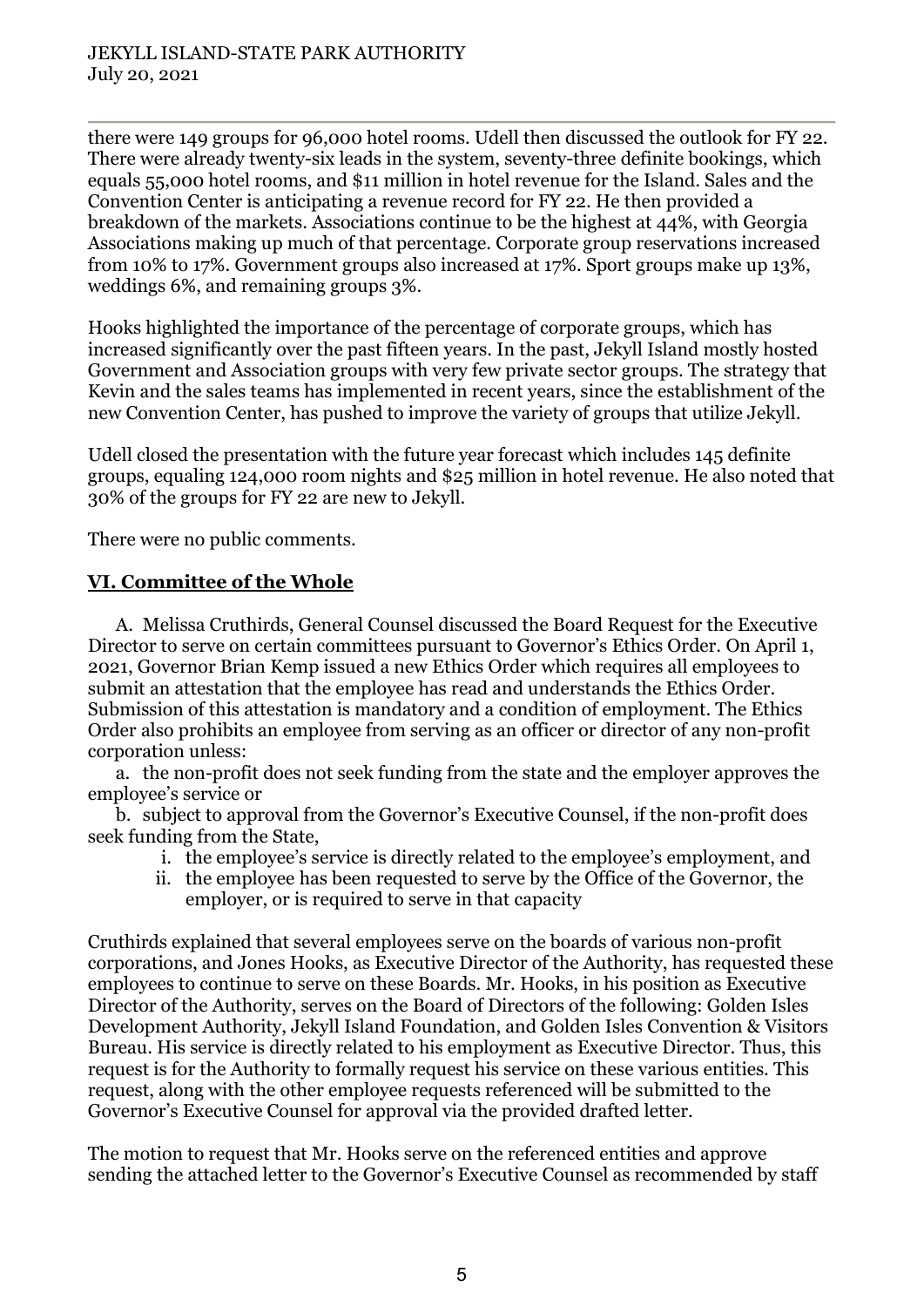there were 149 groups for 96,000 hotel rooms. Udell then discussed the outlook for FY 22. There were already twenty-six leads in the system, seventy-three definite bookings, which equals 55,000 hotel rooms, and $11 million in hotel revenue for the Island. Sales and the Convention Center is anticipating a revenue record for FY 22. He then provided a breakdown of the markets. Associations continue to be the highest at 44%, with Georgia Associations making up much of that percentage. Corporate group reservations increased from 10% to 17%. Government groups also increased at 17%. Sport groups make up 13%, weddings 6%, and remaining groups 3%.

Hooks highlighted the importance of the percentage of corporate groups, which has increased significantly over the past fifteen years. In the past, Jekyll Island mostly hosted Government and Association groups with very few private sector groups. The strategy that Kevin and the sales teams has implemented in recent years, since the establishment of the new Convention Center, has pushed to improve the variety of groups that utilize Jekyll.

Udell closed the presentation with the future year forecast which includes 145 definite groups, equaling 124,000 room nights and $25 million in hotel revenue. He also noted that 30% of the groups for FY 22 are new to Jekyll.

There were no public comments.

## VI. Committee of the Whole

A. Melissa Cruthirds, General Counsel discussed the Board Request for the Executive Director to serve on certain committees pursuant to Governor's Ethics Order. On April 1, 2021, Governor Brian Kemp issued a new Ethics Order which requires all employees to submit an attestation that the employee has read and understands the Ethics Order. Submission of this attestation is mandatory and a condition of employment. The Ethics Order also prohibits an employee from serving as an officer or director of any non-profit corporation unless:

a. the non-profit does not seek funding from the state and the employer approves the employee's service or

b. subject to approval from the Governor's Executive Counsel, if the non-profit does seek funding from the State,

   i. the employee's service is directly related to the employee's employment, and
   ii. the employee has been requested to serve by the Office of the Governor, the employer, or is required to serve in that capacity

Cruthirds explained that several employees serve on the boards of various non-profit corporations, and Jones Hooks, as Executive Director of the Authority, has requested these employees to continue to serve on these Boards. Mr. Hooks, in his position as Executive Director of the Authority, serves on the Board of Directors of the following: Golden Isles Development Authority, Jekyll Island Foundation, and Golden Isles Convention & Visitors Bureau. His service is directly related to his employment as Executive Director. Thus, this request is for the Authority to formally request his service on these various entities. This request, along with the other employee requests referenced will be submitted to the Governor's Executive Counsel for approval via the provided drafted letter.

The motion to request that Mr. Hooks serve on the referenced entities and approve sending the attached letter to the Governor's Executive Counsel as recommended by staff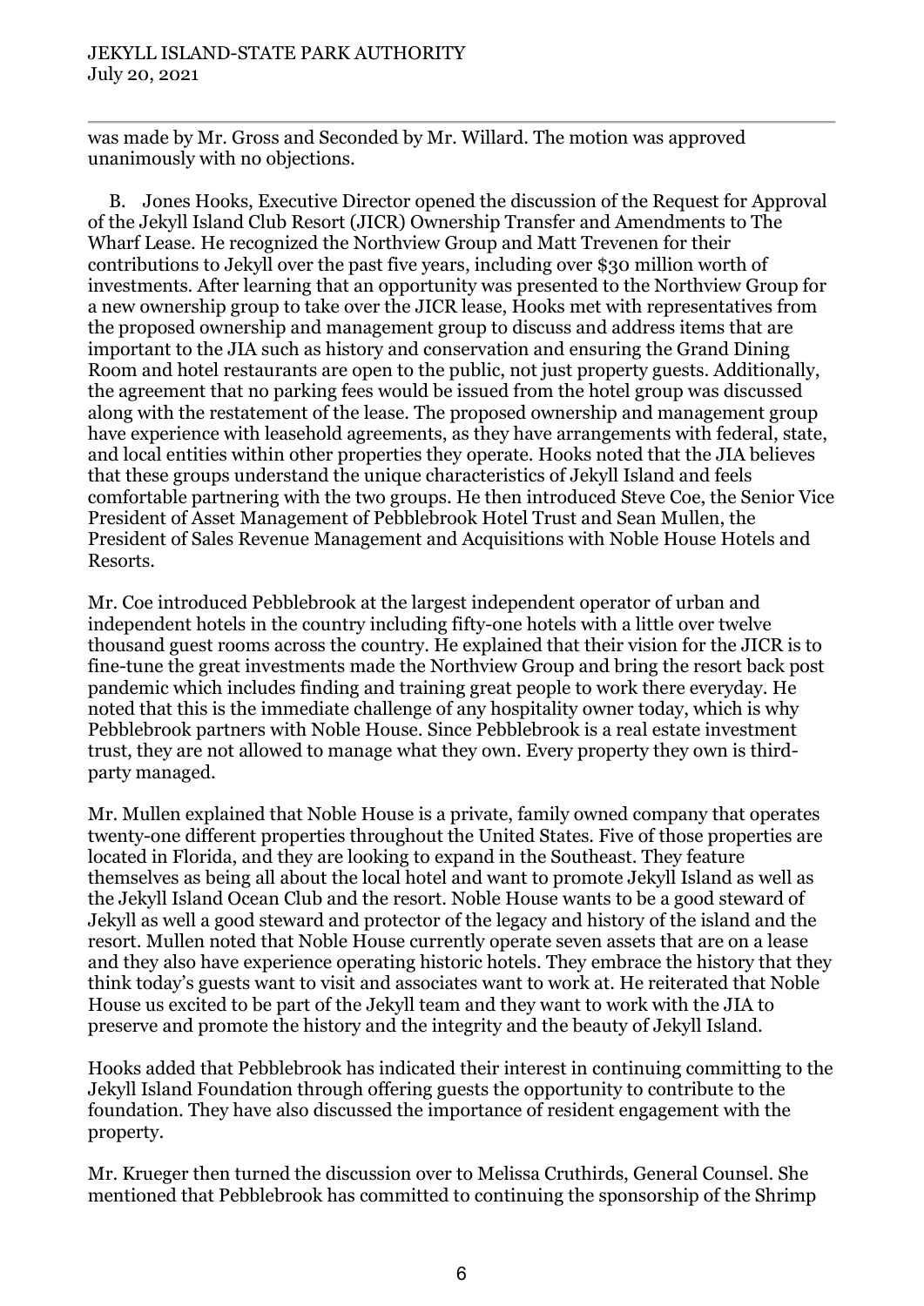was made by Mr. Gross and Seconded by Mr. Willard. The motion was approved unanimously with no objections.

B. Jones Hooks, Executive Director opened the discussion of the Request for Approval of the Jekyll Island Club Resort (JICR) Ownership Transfer and Amendments to The Wharf Lease. He recognized the Northview Group and Matt Trevenen for their contributions to Jekyll over the past five years, including over $30 million worth of investments. After learning that an opportunity was presented to the Northview Group for a new ownership group to take over the JICR lease, Hooks met with representatives from the proposed ownership and management group to discuss and address items that are important to the JIA such as history and conservation and ensuring the Grand Dining Room and hotel restaurants are open to the public, not just property guests. Additionally, the agreement that no parking fees would be issued from the hotel group was discussed along with the restatement of the lease. The proposed ownership and management group have experience with leasehold agreements, as they have arrangements with federal, state, and local entities within other properties they operate. Hooks noted that the JIA believes that these groups understand the unique characteristics of Jekyll Island and feels comfortable partnering with the two groups. He then introduced Steve Coe, the Senior Vice President of Asset Management of Pebblebrook Hotel Trust and Sean Mullen, the President of Sales Revenue Management and Acquisitions with Noble House Hotels and Resorts.

Mr. Coe introduced Pebblebrook at the largest independent operator of urban and independent hotels in the country including fifty-one hotels with a little over twelve thousand guest rooms across the country. He explained that their vision for the JICR is to fine-tune the great investments made the Northview Group and bring the resort back post pandemic which includes finding and training great people to work there everyday. He noted that this is the immediate challenge of any hospitality owner today, which is why Pebblebrook partners with Noble House. Since Pebblebrook is a real estate investment trust, they are not allowed to manage what they own. Every property they own is third-party managed.

Mr. Mullen explained that Noble House is a private, family owned company that operates twenty-one different properties throughout the United States. Five of those properties are located in Florida, and they are looking to expand in the Southeast. They feature themselves as being all about the local hotel and want to promote Jekyll Island as well as the Jekyll Island Ocean Club and the resort. Noble House wants to be a good steward of Jekyll as well a good steward and protector of the legacy and history of the island and the resort. Mullen noted that Noble House currently operate seven assets that are on a lease and they also have experience operating historic hotels. They embrace the history that they think today's guests want to visit and associates want to work at. He reiterated that Noble House us excited to be part of the Jekyll team and they want to work with the JIA to preserve and promote the history and the integrity and the beauty of Jekyll Island.

Hooks added that Pebblebrook has indicated their interest in continuing committing to the Jekyll Island Foundation through offering guests the opportunity to contribute to the foundation. They have also discussed the importance of resident engagement with the property.

Mr. Krueger then turned the discussion over to Melissa Cruthirds, General Counsel. She mentioned that Pebblebrook has committed to continuing the sponsorship of the Shrimp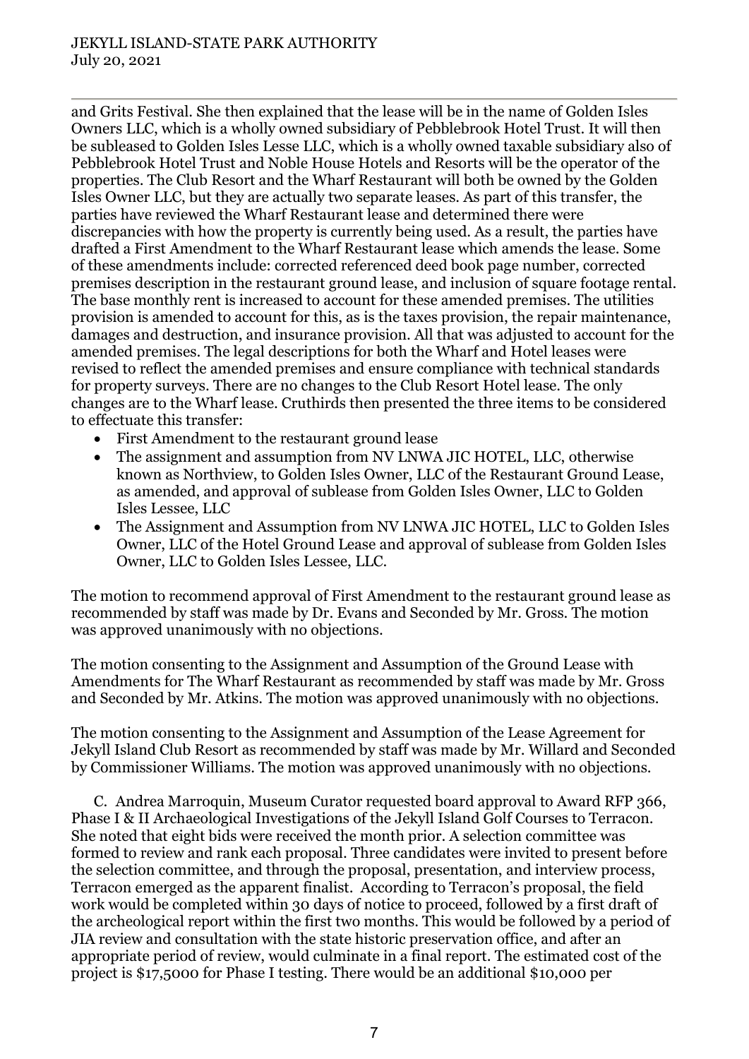and Grits Festival. She then explained that the lease will be in the name of Golden Isles Owners LLC, which is a wholly owned subsidiary of Pebblebrook Hotel Trust. It will then be subleased to Golden Isles Lesse LLC, which is a wholly owned taxable subsidiary also of Pebblebrook Hotel Trust and Noble House Hotels and Resorts will be the operator of the properties. The Club Resort and the Wharf Restaurant will both be owned by the Golden Isles Owner LLC, but they are actually two separate leases. As part of this transfer, the parties have reviewed the Wharf Restaurant lease and determined there were discrepancies with how the property is currently being used. As a result, the parties have drafted a First Amendment to the Wharf Restaurant lease which amends the lease. Some of these amendments include: corrected referenced deed book page number, corrected premises description in the restaurant ground lease, and inclusion of square footage rental. The base monthly rent is increased to account for these amended premises. The utilities provision is amended to account for this, as is the taxes provision, the repair maintenance, damages and destruction, and insurance provision. All that was adjusted to account for the amended premises. The legal descriptions for both the Wharf and Hotel leases were revised to reflect the amended premises and ensure compliance with technical standards for property surveys. There are no changes to the Club Resort Hotel lease. The only changes are to the Wharf lease. Cruthirds then presented the three items to be considered to effectuate this transfer:

- First Amendment to the restaurant ground lease
- The assignment and assumption from NV LNWA JIC HOTEL, LLC, otherwise known as Northview, to Golden Isles Owner, LLC of the Restaurant Ground Lease, as amended, and approval of sublease from Golden Isles Owner, LLC to Golden Isles Lessee, LLC
- The Assignment and Assumption from NV LNWA JIC HOTEL, LLC to Golden Isles Owner, LLC of the Hotel Ground Lease and approval of sublease from Golden Isles Owner, LLC to Golden Isles Lessee, LLC.

The motion to recommend approval of First Amendment to the restaurant ground lease as recommended by staff was made by Dr. Evans and Seconded by Mr. Gross. The motion was approved unanimously with no objections.

The motion consenting to the Assignment and Assumption of the Ground Lease with Amendments for The Wharf Restaurant as recommended by staff was made by Mr. Gross and Seconded by Mr. Atkins. The motion was approved unanimously with no objections.

The motion consenting to the Assignment and Assumption of the Lease Agreement for Jekyll Island Club Resort as recommended by staff was made by Mr. Willard and Seconded by Commissioner Williams. The motion was approved unanimously with no objections.

C. Andrea Marroquin, Museum Curator requested board approval to Award RFP 366, Phase I & II Archaeological Investigations of the Jekyll Island Golf Courses to Terracon. She noted that eight bids were received the month prior. A selection committee was formed to review and rank each proposal. Three candidates were invited to present before the selection committee, and through the proposal, presentation, and interview process, Terracon emerged as the apparent finalist. According to Terracon's proposal, the field work would be completed within 30 days of notice to proceed, followed by a first draft of the archeological report within the first two months. This would be followed by a period of JIA review and consultation with the state historic preservation office, and after an appropriate period of review, would culminate in a final report. The estimated cost of the project is $17,5000 for Phase I testing. There would be an additional $10,000 per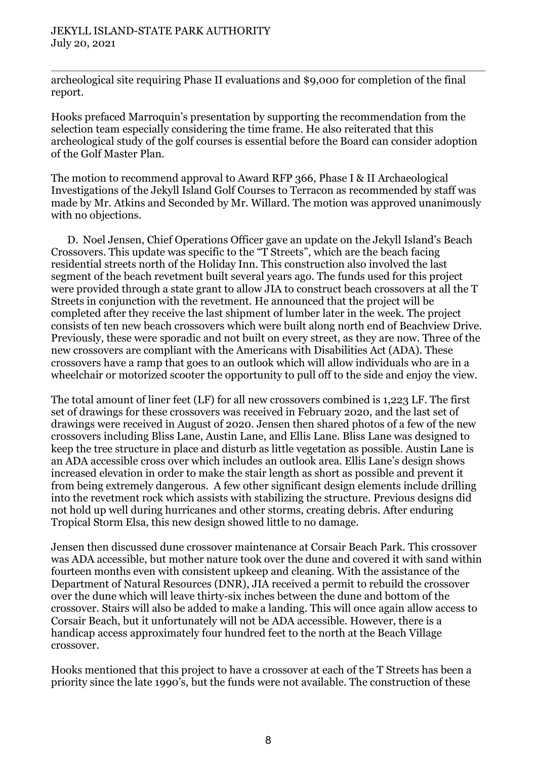archeological site requiring Phase II evaluations and $9,000 for completion of the final report.

Hooks prefaced Marroquin's presentation by supporting the recommendation from the selection team especially considering the time frame. He also reiterated that this archeological study of the golf courses is essential before the Board can consider adoption of the Golf Master Plan.

The motion to recommend approval to Award RFP 366, Phase I & II Archaeological Investigations of the Jekyll Island Golf Courses to Terracon as recommended by staff was made by Mr. Atkins and Seconded by Mr. Willard. The motion was approved unanimously with no objections.

D. Noel Jensen, Chief Operations Officer gave an update on the Jekyll Island's Beach Crossovers. This update was specific to the "T Streets", which are the beach facing residential streets north of the Holiday Inn. This construction also involved the last segment of the beach revetment built several years ago. The funds used for this project were provided through a state grant to allow JIA to construct beach crossovers at all the T Streets in conjunction with the revetment. He announced that the project will be completed after they receive the last shipment of lumber later in the week. The project consists of ten new beach crossovers which were built along north end of Beachview Drive. Previously, these were sporadic and not built on every street, as they are now. Three of the new crossovers are compliant with the Americans with Disabilities Act (ADA). These crossovers have a ramp that goes to an outlook which will allow individuals who are in a wheelchair or motorized scooter the opportunity to pull off to the side and enjoy the view.

The total amount of liner feet (LF) for all new crossovers combined is 1,223 LF. The first set of drawings for these crossovers was received in February 2020, and the last set of drawings were received in August of 2020. Jensen then shared photos of a few of the new crossovers including Bliss Lane, Austin Lane, and Ellis Lane. Bliss Lane was designed to keep the tree structure in place and disturb as little vegetation as possible. Austin Lane is an ADA accessible cross over which includes an outlook area. Ellis Lane's design shows increased elevation in order to make the stair length as short as possible and prevent it from being extremely dangerous. A few other significant design elements include drilling into the revetment rock which assists with stabilizing the structure. Previous designs did not hold up well during hurricanes and other storms, creating debris. After enduring Tropical Storm Elsa, this new design showed little to no damage.

Jensen then discussed dune crossover maintenance at Corsair Beach Park. This crossover was ADA accessible, but mother nature took over the dune and covered it with sand within fourteen months even with consistent upkeep and cleaning. With the assistance of the Department of Natural Resources (DNR), JIA received a permit to rebuild the crossover over the dune which will leave thirty-six inches between the dune and bottom of the crossover. Stairs will also be added to make a landing. This will once again allow access to Corsair Beach, but it unfortunately will not be ADA accessible. However, there is a handicap access approximately four hundred feet to the north at the Beach Village crossover.

Hooks mentioned that this project to have a crossover at each of the T Streets has been a priority since the late 1990's, but the funds were not available. The construction of these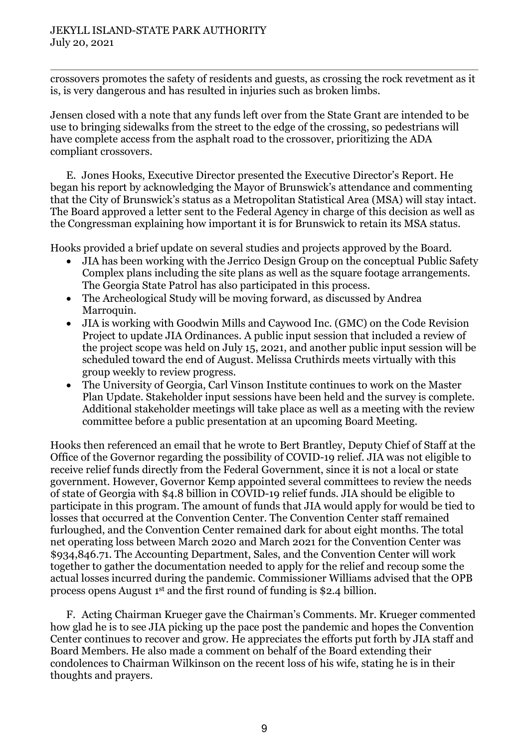crossovers promotes the safety of residents and guests, as crossing the rock revetment as it is, is very dangerous and has resulted in injuries such as broken limbs.

Jensen closed with a note that any funds left over from the State Grant are intended to be use to bringing sidewalks from the street to the edge of the crossing, so pedestrians will have complete access from the asphalt road to the crossover, prioritizing the ADA compliant crossovers.

E. Jones Hooks, Executive Director presented the Executive Director's Report. He began his report by acknowledging the Mayor of Brunswick's attendance and commenting that the City of Brunswick's status as a Metropolitan Statistical Area (MSA) will stay intact. The Board approved a letter sent to the Federal Agency in charge of this decision as well as the Congressman explaining how important it is for Brunswick to retain its MSA status.

Hooks provided a brief update on several studies and projects approved by the Board.

- JIA has been working with the Jerrico Design Group on the conceptual Public Safety Complex plans including the site plans as well as the square footage arrangements. The Georgia State Patrol has also participated in this process.
- The Archeological Study will be moving forward, as discussed by Andrea Marroquin.
- JIA is working with Goodwin Mills and Caywood Inc. (GMC) on the Code Revision Project to update JIA Ordinances. A public input session that included a review of the project scope was held on July 15, 2021, and another public input session will be scheduled toward the end of August. Melissa Cruthirds meets virtually with this group weekly to review progress.
- The University of Georgia, Carl Vinson Institute continues to work on the Master Plan Update. Stakeholder input sessions have been held and the survey is complete. Additional stakeholder meetings will take place as well as a meeting with the review committee before a public presentation at an upcoming Board Meeting.

Hooks then referenced an email that he wrote to Bert Brantley, Deputy Chief of Staff at the Office of the Governor regarding the possibility of COVID-19 relief. JIA was not eligible to receive relief funds directly from the Federal Government, since it is not a local or state government. However, Governor Kemp appointed several committees to review the needs of state of Georgia with $4.8 billion in COVID-19 relief funds. JIA should be eligible to participate in this program. The amount of funds that JIA would apply for would be tied to losses that occurred at the Convention Center. The Convention Center staff remained furloughed, and the Convention Center remained dark for about eight months. The total net operating loss between March 2020 and March 2021 for the Convention Center was $934,846.71. The Accounting Department, Sales, and the Convention Center will work together to gather the documentation needed to apply for the relief and recoup some the actual losses incurred during the pandemic. Commissioner Williams advised that the OPB process opens August 1st and the first round of funding is $2.4 billion.

F. Acting Chairman Krueger gave the Chairman's Comments. Mr. Krueger commented how glad he is to see JIA picking up the pace post the pandemic and hopes the Convention Center continues to recover and grow. He appreciates the efforts put forth by JIA staff and Board Members. He also made a comment on behalf of the Board extending their condolences to Chairman Wilkinson on the recent loss of his wife, stating he is in their thoughts and prayers.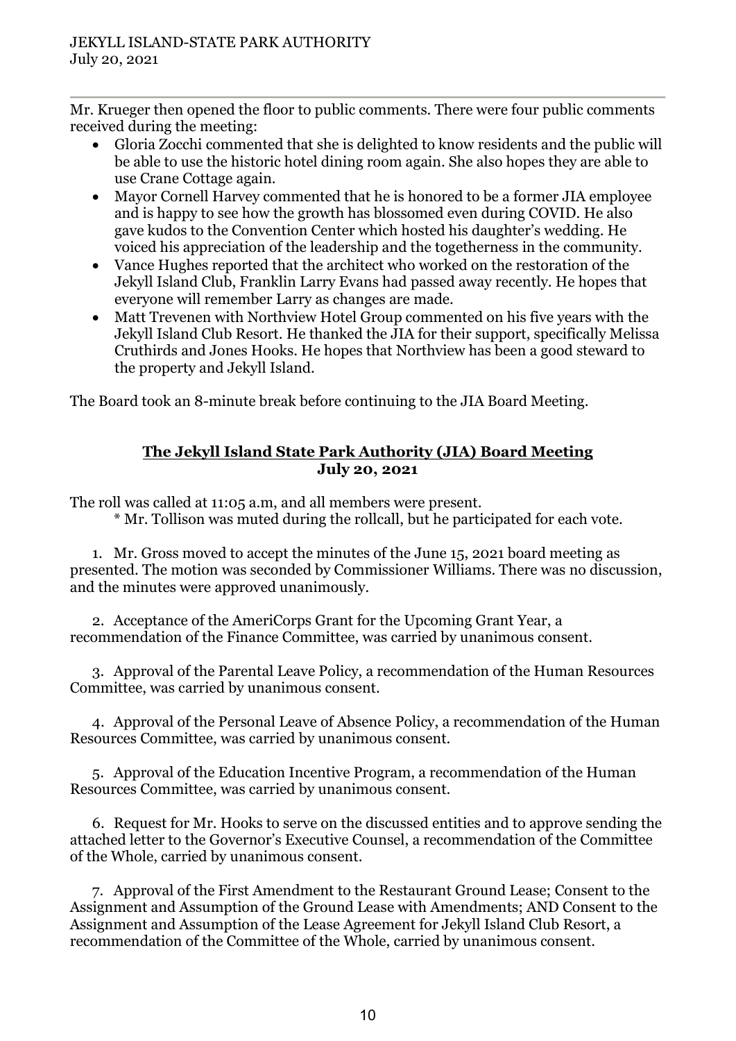Mr. Krueger then opened the floor to public comments. There were four public comments received during the meeting:

- Gloria Zocchi commented that she is delighted to know residents and the public will be able to use the historic hotel dining room again. She also hopes they are able to use Crane Cottage again.
- Mayor Cornell Harvey commented that he is honored to be a former JIA employee and is happy to see how the growth has blossomed even during COVID. He also gave kudos to the Convention Center which hosted his daughter's wedding. He voiced his appreciation of the leadership and the togetherness in the community.
- Vance Hughes reported that the architect who worked on the restoration of the Jekyll Island Club, Franklin Larry Evans had passed away recently. He hopes that everyone will remember Larry as changes are made.
- Matt Trevenen with Northview Hotel Group commented on his five years with the Jekyll Island Club Resort. He thanked the JIA for their support, specifically Melissa Cruthirds and Jones Hooks. He hopes that Northview has been a good steward to the property and Jekyll Island.

The Board took an 8-minute break before continuing to the JIA Board Meeting.

## **The Jekyll Island State Park Authority (JIA) Board Meeting July 20, 2021**

The roll was called at 11:05 a.m, and all members were present.

\* Mr. Tollison was muted during the rollcall, but he participated for each vote.

1. Mr. Gross moved to accept the minutes of the June 15, 2021 board meeting as presented. The motion was seconded by Commissioner Williams. There was no discussion, and the minutes were approved unanimously.

2. Acceptance of the AmeriCorps Grant for the Upcoming Grant Year, a recommendation of the Finance Committee, was carried by unanimous consent.

3. Approval of the Parental Leave Policy, a recommendation of the Human Resources Committee, was carried by unanimous consent.

4. Approval of the Personal Leave of Absence Policy, a recommendation of the Human Resources Committee, was carried by unanimous consent.

5. Approval of the Education Incentive Program, a recommendation of the Human Resources Committee, was carried by unanimous consent.

6. Request for Mr. Hooks to serve on the discussed entities and to approve sending the attached letter to the Governor's Executive Counsel, a recommendation of the Committee of the Whole, carried by unanimous consent.

7. Approval of the First Amendment to the Restaurant Ground Lease; Consent to the Assignment and Assumption of the Ground Lease with Amendments; AND Consent to the Assignment and Assumption of the Lease Agreement for Jekyll Island Club Resort, a recommendation of the Committee of the Whole, carried by unanimous consent.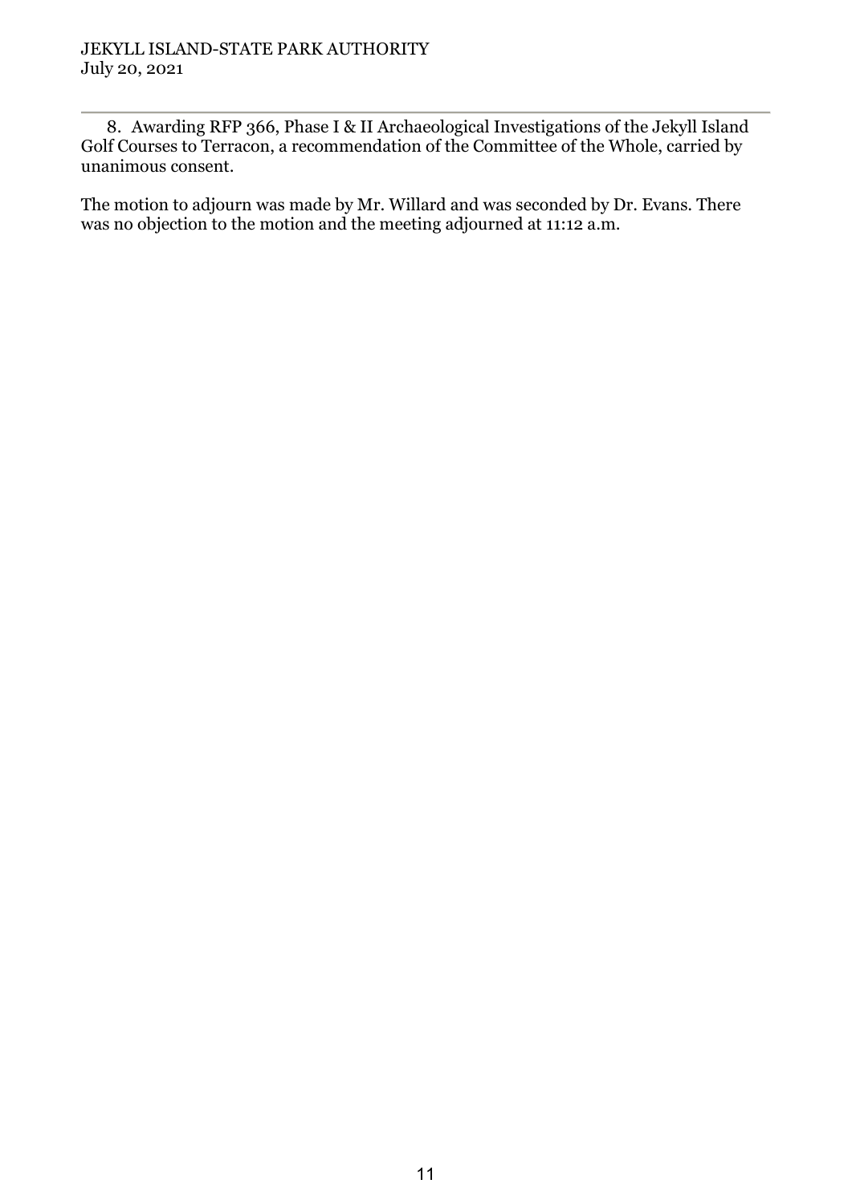8. Awarding RFP 366, Phase I & II Archaeological Investigations of the Jekyll Island Golf Courses to Terracon, a recommendation of the Committee of the Whole, carried by unanimous consent.

The motion to adjourn was made by Mr. Willard and was seconded by Dr. Evans. There was no objection to the motion and the meeting adjourned at 11:12 a.m.